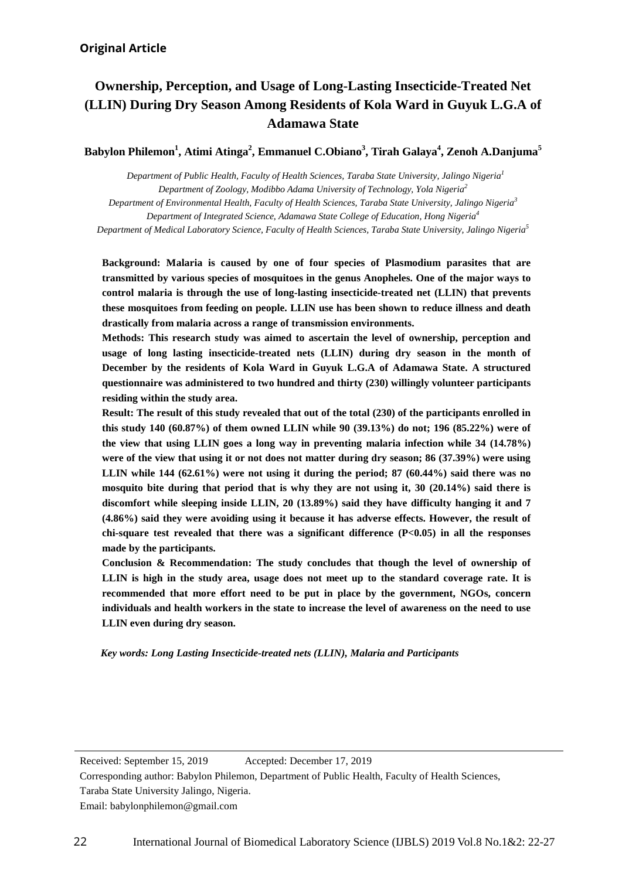**Original Article**

# Ownership, Perception, and Usage of Long-Lasting Insecticide-Treated Net (LLIN) During Dry Season Among Residents of Kola Ward in Guyuk L.G.A of Adamawa State

**Babylon Philemon[1], Atimi Atinga[2], Emmanuel C.Obiano[3], Tirah Galaya[4], Zenoh A.Danjuma[5]**

*Department of Public Health, Faculty of Health Sciences, Taraba State University, Jalingo Nigeria[1]*
*Department of Zoology, Modibbo Adama University of Technology, Yola Nigeria[2]*
*Department of Environmental Health, Faculty of Health Sciences, Taraba State University, Jalingo Nigeria[3]*
*Department of Integrated Science, Adamawa State College of Education, Hong Nigeria[4]*
*Department of Medical Laboratory Science, Faculty of Health Sciences, Taraba State University, Jalingo Nigeria[5]*

**Background: Malaria is caused by one of four species of Plasmodium parasites that are transmitted by various species of mosquitoes in the genus Anopheles. One of the major ways to control malaria is through the use of long-lasting insecticide-treated net (LLIN) that prevents these mosquitoes from feeding on people. LLIN use has been shown to reduce illness and death drastically from malaria across a range of transmission environments.**

**Methods: This research study was aimed to ascertain the level of ownership, perception and usage of long lasting insecticide-treated nets (LLIN) during dry season in the month of December by the residents of Kola Ward in Guyuk L.G.A of Adamawa State. A structured questionnaire was administered to two hundred and thirty (230) willingly volunteer participants residing within the study area.**

**Result: The result of this study revealed that out of the total (230) of the participants enrolled in this study 140 (60.87%) of them owned LLIN while 90 (39.13%) do not; 196 (85.22%) were of the view that using LLIN goes a long way in preventing malaria infection while 34 (14.78%) were of the view that using it or not does not matter during dry season; 86 (37.39%) were using LLIN while 144 (62.61%) were not using it during the period; 87 (60.44%) said there was no mosquito bite during that period that is why they are not using it, 30 (20.14%) said there is discomfort while sleeping inside LLIN, 20 (13.89%) said they have difficulty hanging it and 7 (4.86%) said they were avoiding using it because it has adverse effects. However, the result of chi-square test revealed that there was a significant difference ($P<0.05$) in all the responses made by the participants.**

**Conclusion & Recommendation: The study concludes that though the level of ownership of LLIN is high in the study area, usage does not meet up to the standard coverage rate. It is recommended that more effort need to be put in place by the government, NGOs, concern individuals and health workers in the state to increase the level of awareness on the need to use LLIN even during dry season.**

***Key words: Long Lasting Insecticide-treated nets (LLIN), Malaria and Participants***

---

Received: September 15, 2019 Accepted: December 17, 2019

Corresponding author: Babylon Philemon, Department of Public Health, Faculty of Health Sciences, Taraba State University Jalingo, Nigeria.

Email: babylonphilemon@gmail.com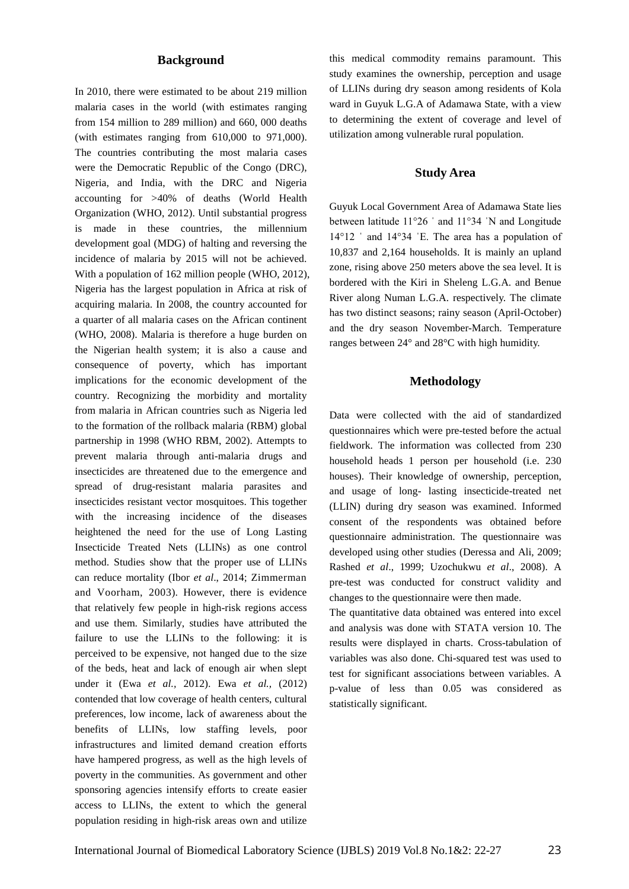## Background

In 2010, there were estimated to be about 219 million malaria cases in the world (with estimates ranging from 154 million to 289 million) and 660, 000 deaths (with estimates ranging from 610,000 to 971,000). The countries contributing the most malaria cases were the Democratic Republic of the Congo (DRC), Nigeria, and India, with the DRC and Nigeria accounting for >40% of deaths (World Health Organization (WHO, 2012). Until substantial progress is made in these countries, the millennium development goal (MDG) of halting and reversing the incidence of malaria by 2015 will not be achieved. With a population of 162 million people (WHO, 2012), Nigeria has the largest population in Africa at risk of acquiring malaria. In 2008, the country accounted for a quarter of all malaria cases on the African continent (WHO, 2008). Malaria is therefore a huge burden on the Nigerian health system; it is also a cause and consequence of poverty, which has important implications for the economic development of the country. Recognizing the morbidity and mortality from malaria in African countries such as Nigeria led to the formation of the rollback malaria (RBM) global partnership in 1998 (WHO RBM, 2002). Attempts to prevent malaria through anti-malaria drugs and insecticides are threatened due to the emergence and spread of drug-resistant malaria parasites and insecticides resistant vector mosquitoes. This together with the increasing incidence of the diseases heightened the need for the use of Long Lasting Insecticide Treated Nets (LLINs) as one control method. Studies show that the proper use of LLINs can reduce mortality (Ibor *et al*., 2014; Zimmerman and Voorham, 2003). However, there is evidence that relatively few people in high-risk regions access and use them. Similarly, studies have attributed the failure to use the LLINs to the following: it is perceived to be expensive, not hanged due to the size of the beds, heat and lack of enough air when slept under it (Ewa *et al.,* 2012). Ewa *et al.,* (2012) contended that low coverage of health centers, cultural preferences, low income, lack of awareness about the benefits of LLINs, low staffing levels, poor infrastructures and limited demand creation efforts have hampered progress, as well as the high levels of poverty in the communities. As government and other sponsoring agencies intensify efforts to create easier access to LLINs, the extent to which the general population residing in high-risk areas own and utilize this medical commodity remains paramount. This study examines the ownership, perception and usage of LLINs during dry season among residents of Kola ward in Guyuk L.G.A of Adamawa State, with a view to determining the extent of coverage and level of utilization among vulnerable rural population.

## Study Area

Guyuk Local Government Area of Adamawa State lies between latitude 11°26 ' and 11°34 'N and Longitude 14°12 ' and 14°34 'E. The area has a population of 10,837 and 2,164 households. It is mainly an upland zone, rising above 250 meters above the sea level. It is bordered with the Kiri in Sheleng L.G.A. and Benue River along Numan L.G.A. respectively. The climate has two distinct seasons; rainy season (April-October) and the dry season November-March. Temperature ranges between 24° and 28°C with high humidity.

## Methodology

Data were collected with the aid of standardized questionnaires which were pre-tested before the actual fieldwork. The information was collected from 230 household heads 1 person per household (i.e. 230 houses). Their knowledge of ownership, perception, and usage of long- lasting insecticide-treated net (LLIN) during dry season was examined. Informed consent of the respondents was obtained before questionnaire administration. The questionnaire was developed using other studies (Deressa and Ali, 2009; Rashed *et al*., 1999; Uzochukwu *et al*., 2008). A pre-test was conducted for construct validity and changes to the questionnaire were then made.

The quantitative data obtained was entered into excel and analysis was done with STATA version 10. The results were displayed in charts. Cross-tabulation of variables was also done. Chi-squared test was used to test for significant associations between variables. A p-value of less than 0.05 was considered as statistically significant.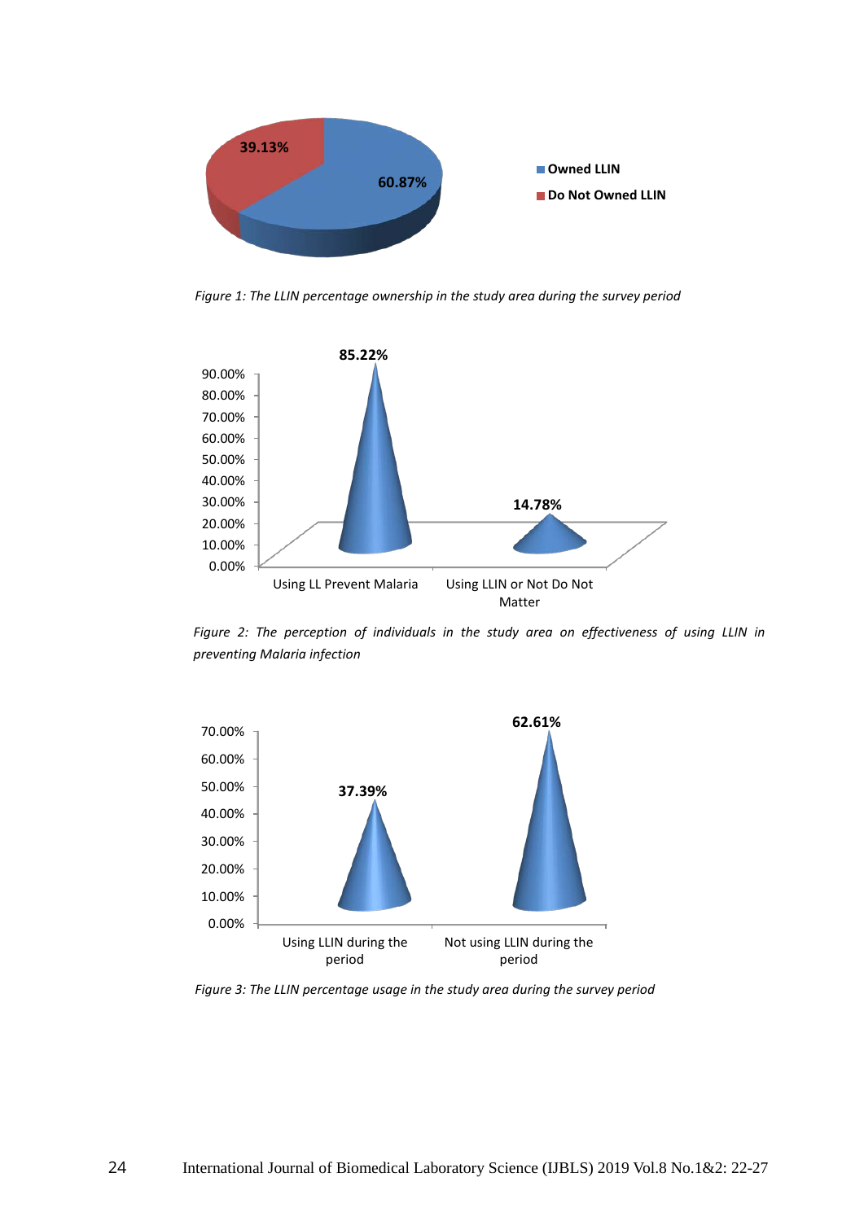*Figure 1: The LLIN percentage ownership in the study area during the survey period*

*Figure 2: The perception of individuals in the study area on effectiveness of using LLIN in preventing Malaria infection*

*Figure 3: The LLIN percentage usage in the study area during the survey period*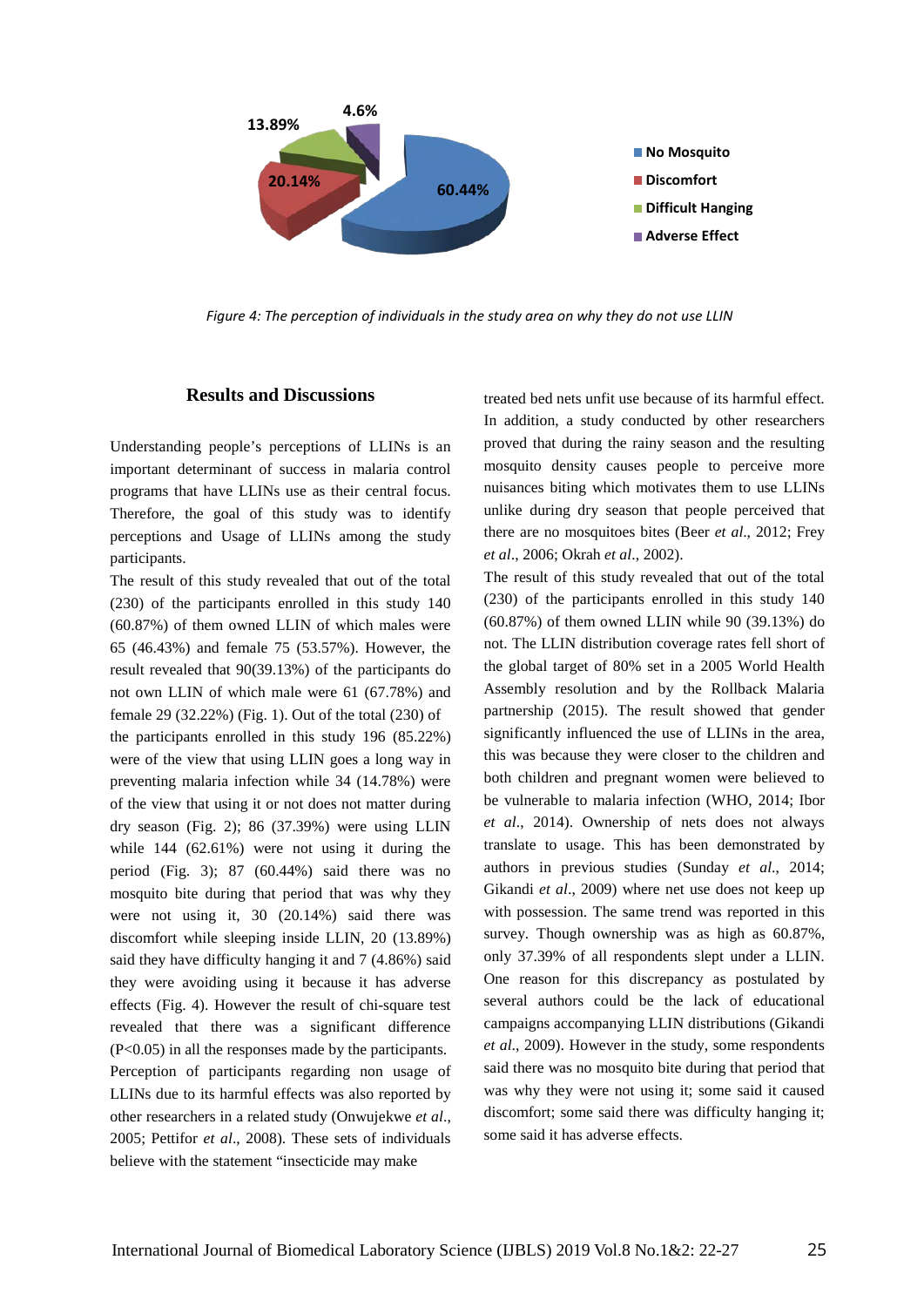Figure 4: The perception of individuals in the study area on why they do not use LLIN

## Results and Discussions

Understanding people's perceptions of LLINs is an important determinant of success in malaria control programs that have LLINs use as their central focus. Therefore, the goal of this study was to identify perceptions and Usage of LLINs among the study participants.

The result of this study revealed that out of the total (230) of the participants enrolled in this study 140 (60.87%) of them owned LLIN of which males were 65 (46.43%) and female 75 (53.57%). However, the result revealed that 90(39.13%) of the participants do not own LLIN of which male were 61 (67.78%) and female 29 (32.22%) (Fig. 1). Out of the total (230) of the participants enrolled in this study 196 (85.22%) were of the view that using LLIN goes a long way in preventing malaria infection while 34 (14.78%) were of the view that using it or not does not matter during dry season (Fig. 2); 86 (37.39%) were using LLIN while 144 (62.61%) were not using it during the period (Fig. 3); 87 (60.44%) said there was no mosquito bite during that period that was why they were not using it, 30 (20.14%) said there was discomfort while sleeping inside LLIN, 20 (13.89%) said they have difficulty hanging it and 7 (4.86%) said they were avoiding using it because it has adverse effects (Fig. 4). However the result of chi-square test revealed that there was a significant difference ($P<0.05$) in all the responses made by the participants.

Perception of participants regarding non usage of LLINs due to its harmful effects was also reported by other researchers in a related study (Onwujekwe *et al*., 2005; Pettifor *et al*., 2008). These sets of individuals believe with the statement "insecticide may make treated bed nets unfit use because of its harmful effect. In addition, a study conducted by other researchers proved that during the rainy season and the resulting mosquito density causes people to perceive more nuisances biting which motivates them to use LLINs unlike during dry season that people perceived that there are no mosquitoes bites (Beer *et al*., 2012; Frey *et al*., 2006; Okrah *et al*., 2002).

The result of this study revealed that out of the total (230) of the participants enrolled in this study 140 (60.87%) of them owned LLIN while 90 (39.13%) do not. The LLIN distribution coverage rates fell short of the global target of 80% set in a 2005 World Health Assembly resolution and by the Rollback Malaria partnership (2015). The result showed that gender significantly influenced the use of LLINs in the area, this was because they were closer to the children and both children and pregnant women were believed to be vulnerable to malaria infection (WHO, 2014; Ibor *et al*., 2014). Ownership of nets does not always translate to usage. This has been demonstrated by authors in previous studies (Sunday *et al*., 2014; Gikandi *et al*., 2009) where net use does not keep up with possession. The same trend was reported in this survey. Though ownership was as high as 60.87%, only 37.39% of all respondents slept under a LLIN. One reason for this discrepancy as postulated by several authors could be the lack of educational campaigns accompanying LLIN distributions (Gikandi *et al*., 2009). However in the study, some respondents said there was no mosquito bite during that period that was why they were not using it; some said it caused discomfort; some said there was difficulty hanging it; some said it has adverse effects.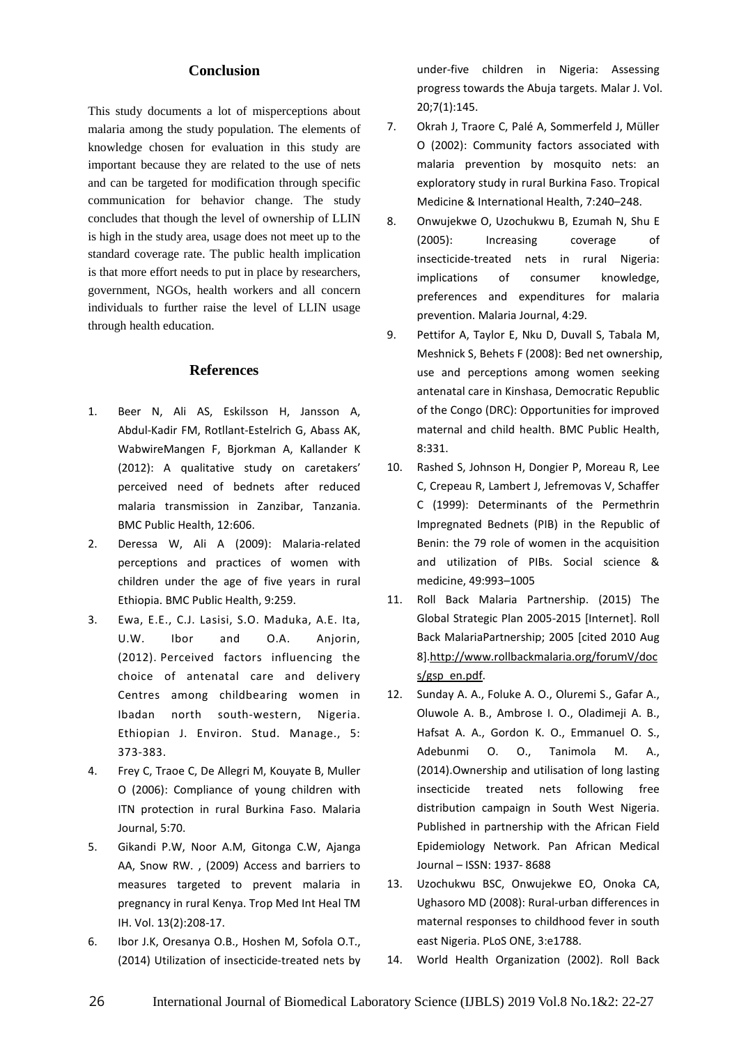## Conclusion

This study documents a lot of misperceptions about malaria among the study population. The elements of knowledge chosen for evaluation in this study are important because they are related to the use of nets and can be targeted for modification through specific communication for behavior change. The study concludes that though the level of ownership of LLIN is high in the study area, usage does not meet up to the standard coverage rate. The public health implication is that more effort needs to put in place by researchers, government, NGOs, health workers and all concern individuals to further raise the level of LLIN usage through health education.

## References

1. Beer N, Ali AS, Eskilsson H, Jansson A, Abdul-Kadir FM, Rotllant-Estelrich G, Abass AK, WabwireMangen F, Bjorkman A, Kallander K (2012): A qualitative study on caretakers' perceived need of bednets after reduced malaria transmission in Zanzibar, Tanzania. BMC Public Health, 12:606.
2. Deressa W, Ali A (2009): Malaria-related perceptions and practices of women with children under the age of five years in rural Ethiopia. BMC Public Health, 9:259.
3. Ewa, E.E., C.J. Lasisi, S.O. Maduka, A.E. Ita, U.W. Ibor and O.A. Anjorin, (2012). Perceived factors influencing the choice of antenatal care and delivery Centres among childbearing women in Ibadan north south-western, Nigeria. Ethiopian J. Environ. Stud. Manage., 5: 373-383.
4. Frey C, Traoe C, De Allegri M, Kouyate B, Muller O (2006): Compliance of young children with ITN protection in rural Burkina Faso. Malaria Journal, 5:70.
5. Gikandi P.W, Noor A.M, Gitonga C.W, Ajanga AA, Snow RW. , (2009) Access and barriers to measures targeted to prevent malaria in pregnancy in rural Kenya. Trop Med Int Heal TM IH. Vol. 13(2):208-17.
6. Ibor J.K, Oresanya O.B., Hoshen M, Sofola O.T., (2014) Utilization of insecticide-treated nets by under-five children in Nigeria: Assessing progress towards the Abuja targets. Malar J. Vol. 20;7(1):145.
7. Okrah J, Traore C, Palé A, Sommerfeld J, Müller O (2002): Community factors associated with malaria prevention by mosquito nets: an exploratory study in rural Burkina Faso. Tropical Medicine & International Health, 7:240–248.
8. Onwujekwe O, Uzochukwu B, Ezumah N, Shu E (2005): Increasing coverage of insecticide-treated nets in rural Nigeria: implications of consumer knowledge, preferences and expenditures for malaria prevention. Malaria Journal, 4:29.
9. Pettifor A, Taylor E, Nku D, Duvall S, Tabala M, Meshnick S, Behets F (2008): Bed net ownership, use and perceptions among women seeking antenatal care in Kinshasa, Democratic Republic of the Congo (DRC): Opportunities for improved maternal and child health. BMC Public Health, 8:331.
10. Rashed S, Johnson H, Dongier P, Moreau R, Lee C, Crepeau R, Lambert J, Jefremovas V, Schaffer C (1999): Determinants of the Permethrin Impregnated Bednets (PIB) in the Republic of Benin: the 79 role of women in the acquisition and utilization of PIBs. Social science & medicine, 49:993–1005
11. Roll Back Malaria Partnership. (2015) The Global Strategic Plan 2005-2015 [Internet]. Roll Back MalariaPartnership; 2005 [cited 2010 Aug 8].http://www.rollbackmalaria.org/forumV/docs/gsp_en.pdf.
12. Sunday A. A., Foluke A. O., Oluremi S., Gafar A., Oluwole A. B., Ambrose I. O., Oladimeji A. B., Hafsat A. A., Gordon K. O., Emmanuel O. S., Adebunmi O. O., Tanimola M. A., (2014).Ownership and utilisation of long lasting insecticide treated nets following free distribution campaign in South West Nigeria. Published in partnership with the African Field Epidemiology Network. Pan African Medical Journal – ISSN: 1937- 8688
13. Uzochukwu BSC, Onwujekwe EO, Onoka CA, Ughasoro MD (2008): Rural-urban differences in maternal responses to childhood fever in south east Nigeria. PLoS ONE, 3:e1788.
14. World Health Organization (2002). Roll Back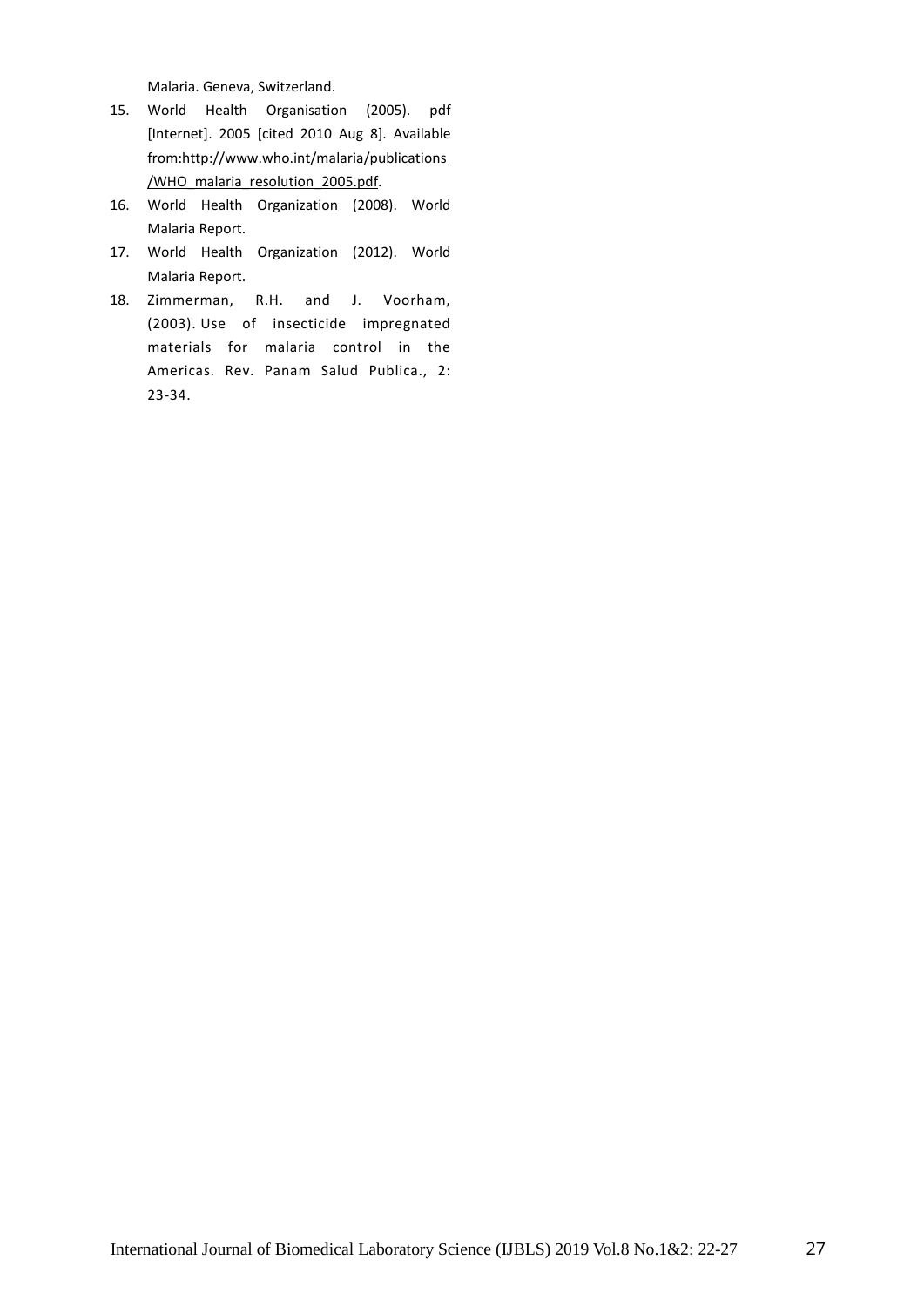Malaria. Geneva, Switzerland.

15. World Health Organisation (2005). pdf [Internet]. 2005 [cited 2010 Aug 8]. Available from:http://www.who.int/malaria/publications/WHO_malaria_resolution_2005.pdf.
16. World Health Organization (2008). World Malaria Report.
17. World Health Organization (2012). World Malaria Report.
18. Zimmerman, R.H. and J. Voorham, (2003). Use of insecticide impregnated materials for malaria control in the Americas. Rev. Panam Salud Publica., 2: 23-34.